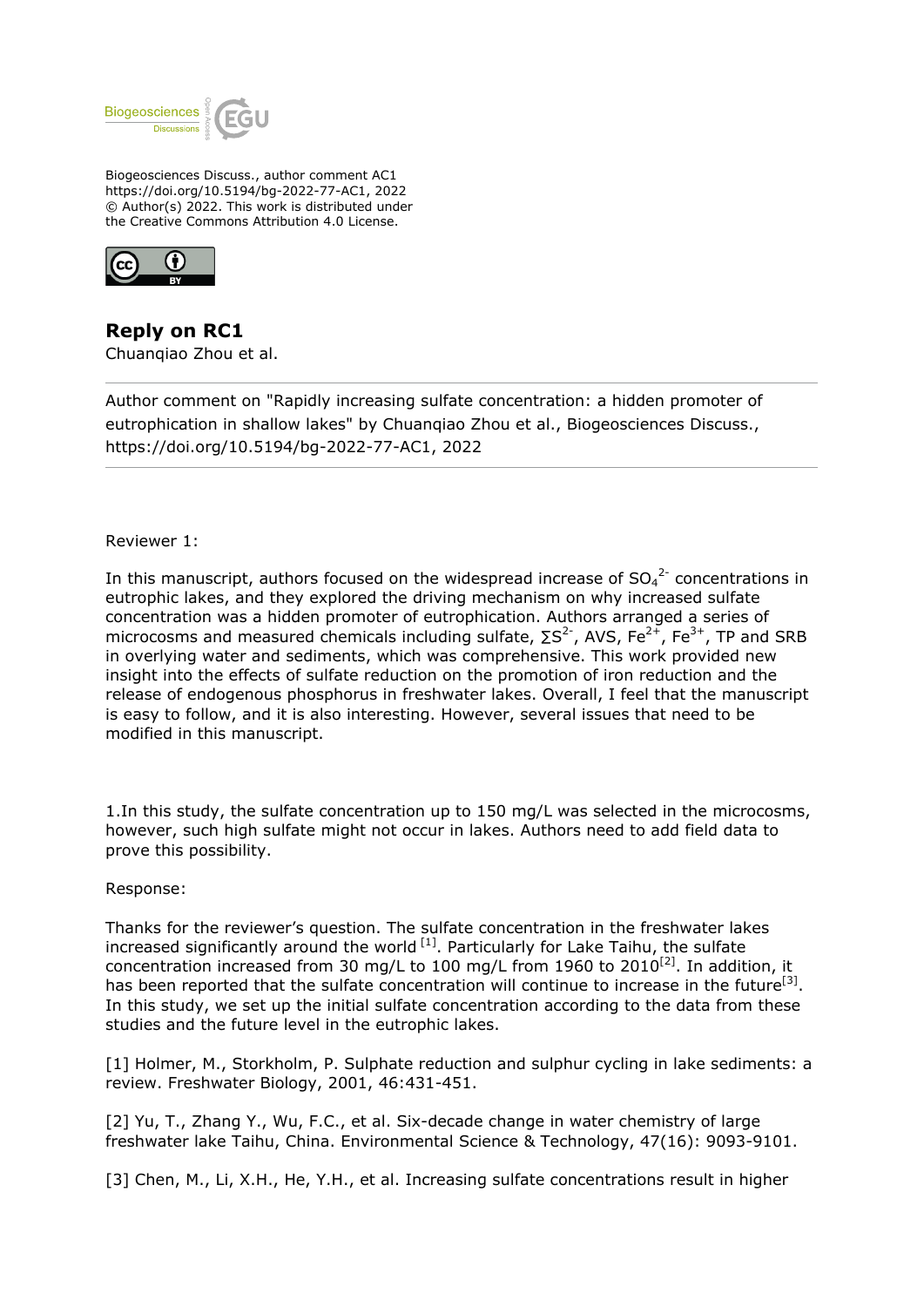Biogeosciences Discuss., author comment AC1
https://doi.org/10.5194/bg-2022-77-AC1, 2022
© Author(s) 2022. This work is distributed under
the Creative Commons Attribution 4.0 License.

## Reply on RC1

Chuanqiao Zhou et al.

---

Author comment on "Rapidly increasing sulfate concentration: a hidden promoter of eutrophication in shallow lakes" by Chuanqiao Zhou et al., Biogeosciences Discuss., https://doi.org/10.5194/bg-2022-77-AC1, 2022

---

Reviewer 1:

In this manuscript, authors focused on the widespread increase of $SO_4^{2-}$ concentrations in eutrophic lakes, and they explored the driving mechanism on why increased sulfate concentration was a hidden promoter of eutrophication. Authors arranged a series of microcosms and measured chemicals including sulfate, $\sum S^{2-}$, AVS, $Fe^{2+}$, $Fe^{3+}$, TP and SRB in overlying water and sediments, which was comprehensive. This work provided new insight into the effects of sulfate reduction on the promotion of iron reduction and the release of endogenous phosphorus in freshwater lakes. Overall, I feel that the manuscript is easy to follow, and it is also interesting. However, several issues that need to be modified in this manuscript.

1.In this study, the sulfate concentration up to 150 mg/L was selected in the microcosms, however, such high sulfate might not occur in lakes. Authors need to add field data to prove this possibility.

Response:

Thanks for the reviewer's question. The sulfate concentration in the freshwater lakes increased significantly around the world [1]. Particularly for Lake Taihu, the sulfate concentration increased from 30 mg/L to 100 mg/L from 1960 to 2010[2]. In addition, it has been reported that the sulfate concentration will continue to increase in the future[3]. In this study, we set up the initial sulfate concentration according to the data from these studies and the future level in the eutrophic lakes.

[1] Holmer, M., Storkholm, P. Sulphate reduction and sulphur cycling in lake sediments: a review. Freshwater Biology, 2001, 46:431-451.

[2] Yu, T., Zhang Y., Wu, F.C., et al. Six-decade change in water chemistry of large freshwater lake Taihu, China. Environmental Science & Technology, 47(16): 9093-9101.

[3] Chen, M., Li, X.H., He, Y.H., et al. Increasing sulfate concentrations result in higher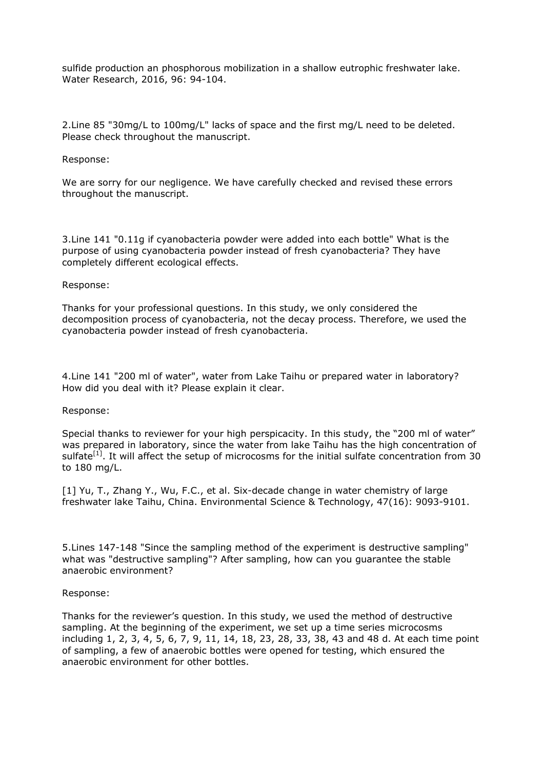sulfide production an phosphorous mobilization in a shallow eutrophic freshwater lake. Water Research, 2016, 96: 94-104.

2.Line 85 "30mg/L to 100mg/L" lacks of space and the first mg/L need to be deleted. Please check throughout the manuscript.

Response:

We are sorry for our negligence. We have carefully checked and revised these errors throughout the manuscript.

3.Line 141 "0.11g if cyanobacteria powder were added into each bottle" What is the purpose of using cyanobacteria powder instead of fresh cyanobacteria? They have completely different ecological effects.

Response:

Thanks for your professional questions. In this study, we only considered the decomposition process of cyanobacteria, not the decay process. Therefore, we used the cyanobacteria powder instead of fresh cyanobacteria.

4.Line 141 "200 ml of water", water from Lake Taihu or prepared water in laboratory? How did you deal with it? Please explain it clear.

Response:

Special thanks to reviewer for your high perspicacity. In this study, the "200 ml of water" was prepared in laboratory, since the water from lake Taihu has the high concentration of sulfate[1]. It will affect the setup of microcosms for the initial sulfate concentration from 30 to 180 mg/L.

[1] Yu, T., Zhang Y., Wu, F.C., et al. Six-decade change in water chemistry of large freshwater lake Taihu, China. Environmental Science & Technology, 47(16): 9093-9101.

5.Lines 147-148 "Since the sampling method of the experiment is destructive sampling" what was "destructive sampling"? After sampling, how can you guarantee the stable anaerobic environment?

Response:

Thanks for the reviewer's question. In this study, we used the method of destructive sampling. At the beginning of the experiment, we set up a time series microcosms including 1, 2, 3, 4, 5, 6, 7, 9, 11, 14, 18, 23, 28, 33, 38, 43 and 48 d. At each time point of sampling, a few of anaerobic bottles were opened for testing, which ensured the anaerobic environment for other bottles.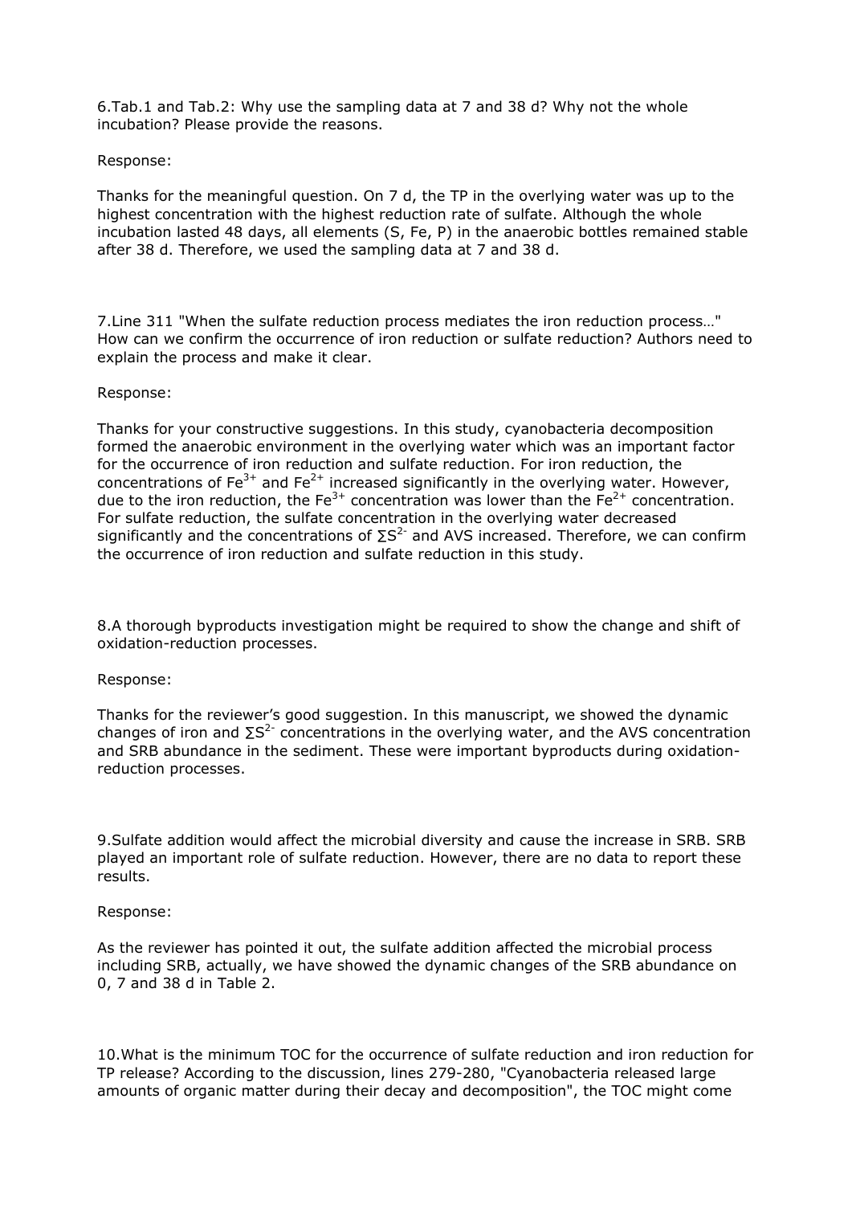6.Tab.1 and Tab.2: Why use the sampling data at 7 and 38 d? Why not the whole incubation? Please provide the reasons.

Response:

Thanks for the meaningful question. On 7 d, the TP in the overlying water was up to the highest concentration with the highest reduction rate of sulfate. Although the whole incubation lasted 48 days, all elements (S, Fe, P) in the anaerobic bottles remained stable after 38 d. Therefore, we used the sampling data at 7 and 38 d.

7.Line 311 "When the sulfate reduction process mediates the iron reduction process…" How can we confirm the occurrence of iron reduction or sulfate reduction? Authors need to explain the process and make it clear.

Response:

Thanks for your constructive suggestions. In this study, cyanobacteria decomposition formed the anaerobic environment in the overlying water which was an important factor for the occurrence of iron reduction and sulfate reduction. For iron reduction, the concentrations of $Fe^{3+}$ and $Fe^{2+}$ increased significantly in the overlying water. However, due to the iron reduction, the $Fe^{3+}$ concentration was lower than the $Fe^{2+}$ concentration. For sulfate reduction, the sulfate concentration in the overlying water decreased significantly and the concentrations of $\sum S^{2-}$ and AVS increased. Therefore, we can confirm the occurrence of iron reduction and sulfate reduction in this study.

8.A thorough byproducts investigation might be required to show the change and shift of oxidation-reduction processes.

Response:

Thanks for the reviewer's good suggestion. In this manuscript, we showed the dynamic changes of iron and $\sum S^{2-}$ concentrations in the overlying water, and the AVS concentration and SRB abundance in the sediment. These were important byproducts during oxidation-reduction processes.

9.Sulfate addition would affect the microbial diversity and cause the increase in SRB. SRB played an important role of sulfate reduction. However, there are no data to report these results.

Response:

As the reviewer has pointed it out, the sulfate addition affected the microbial process including SRB, actually, we have showed the dynamic changes of the SRB abundance on 0, 7 and 38 d in Table 2.

10.What is the minimum TOC for the occurrence of sulfate reduction and iron reduction for TP release? According to the discussion, lines 279-280, "Cyanobacteria released large amounts of organic matter during their decay and decomposition", the TOC might come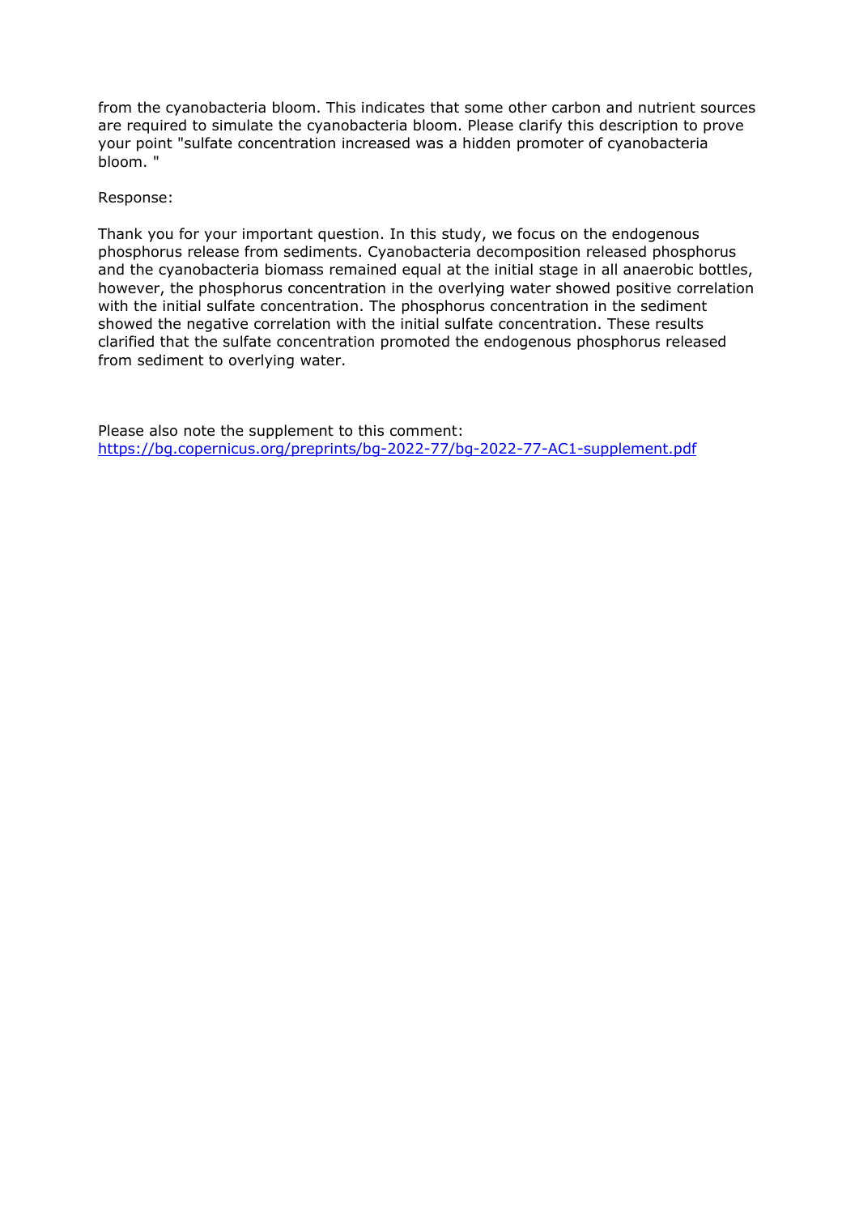from the cyanobacteria bloom. This indicates that some other carbon and nutrient sources are required to simulate the cyanobacteria bloom. Please clarify this description to prove your point "sulfate concentration increased was a hidden promoter of cyanobacteria bloom. "

Response:

Thank you for your important question. In this study, we focus on the endogenous phosphorus release from sediments. Cyanobacteria decomposition released phosphorus and the cyanobacteria biomass remained equal at the initial stage in all anaerobic bottles, however, the phosphorus concentration in the overlying water showed positive correlation with the initial sulfate concentration. The phosphorus concentration in the sediment showed the negative correlation with the initial sulfate concentration. These results clarified that the sulfate concentration promoted the endogenous phosphorus released from sediment to overlying water.

Please also note the supplement to this comment:
https://bg.copernicus.org/preprints/bg-2022-77/bg-2022-77-AC1-supplement.pdf